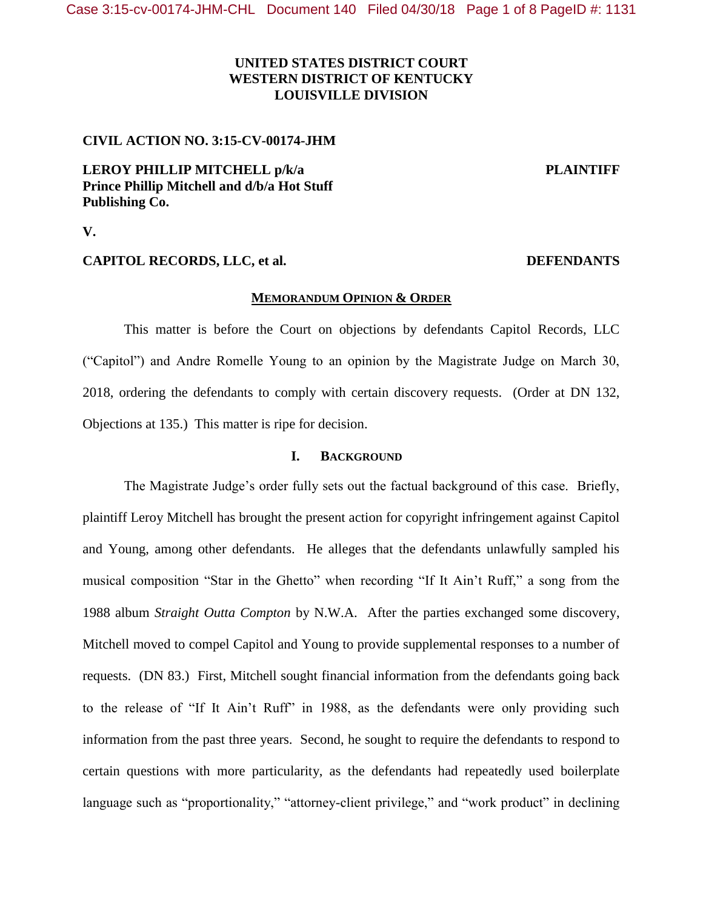**UNITED STATES DISTRICT COURT**
**WESTERN DISTRICT OF KENTUCKY**
**LOUISVILLE DIVISION**

**CIVIL ACTION NO. 3:15-CV-00174-JHM**

**LEROY PHILLIP MITCHELL p/k/a Prince Phillip Mitchell and d/b/a Hot Stuff Publishing Co.** — **PLAINTIFF**

**V.**

**CAPITOL RECORDS, LLC, et al.** — **DEFENDANTS**

## MEMORANDUM OPINION & ORDER

This matter is before the Court on objections by defendants Capitol Records, LLC ("Capitol") and Andre Romelle Young to an opinion by the Magistrate Judge on March 30, 2018, ordering the defendants to comply with certain discovery requests. (Order at DN 132, Objections at 135.) This matter is ripe for decision.

### I. BACKGROUND

The Magistrate Judge's order fully sets out the factual background of this case. Briefly, plaintiff Leroy Mitchell has brought the present action for copyright infringement against Capitol and Young, among other defendants. He alleges that the defendants unlawfully sampled his musical composition "Star in the Ghetto" when recording "If It Ain't Ruff," a song from the 1988 album *Straight Outta Compton* by N.W.A. After the parties exchanged some discovery, Mitchell moved to compel Capitol and Young to provide supplemental responses to a number of requests. (DN 83.) First, Mitchell sought financial information from the defendants going back to the release of "If It Ain't Ruff" in 1988, as the defendants were only providing such information from the past three years. Second, he sought to require the defendants to respond to certain questions with more particularity, as the defendants had repeatedly used boilerplate language such as "proportionality," "attorney-client privilege," and "work product" in declining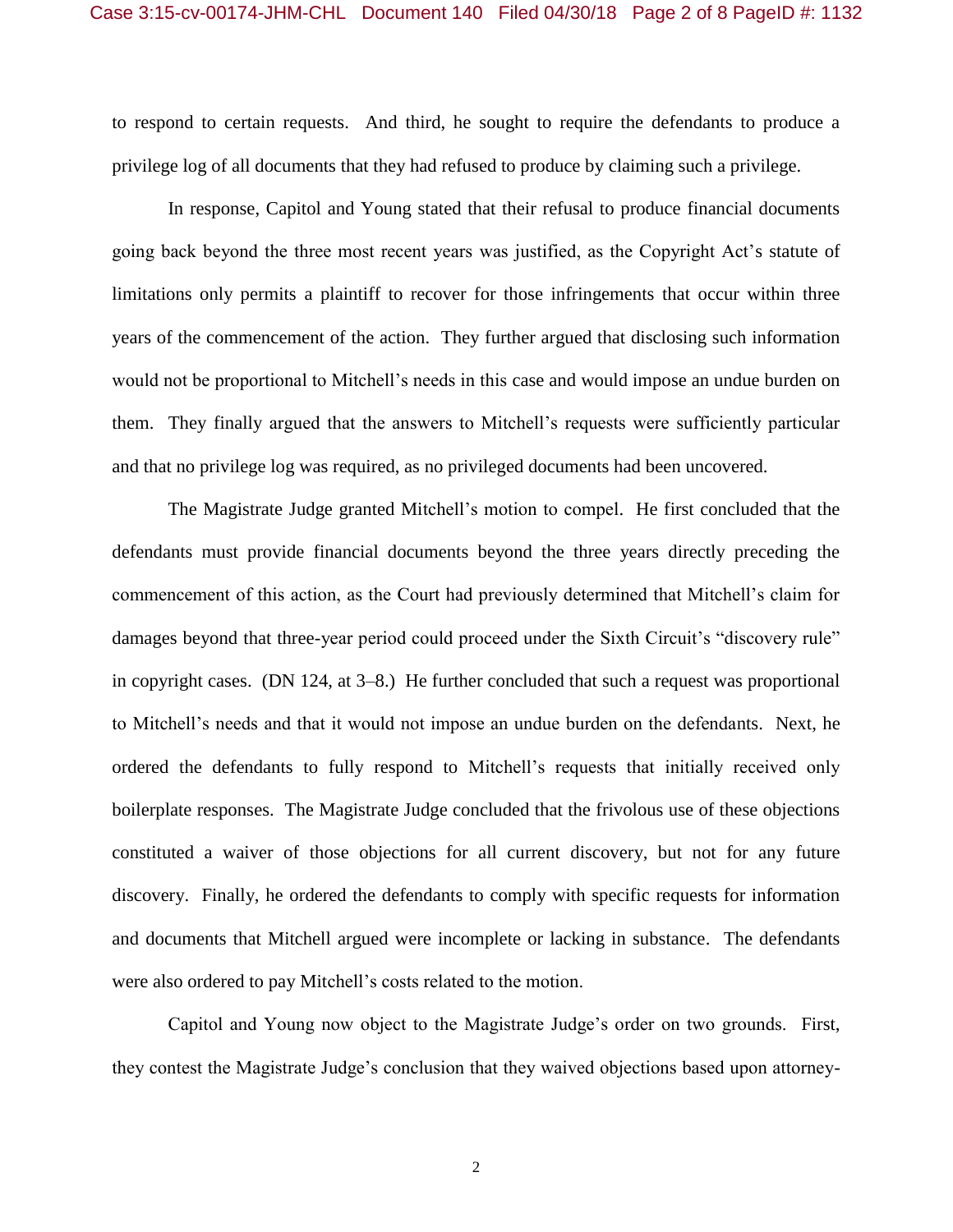to respond to certain requests. And third, he sought to require the defendants to produce a privilege log of all documents that they had refused to produce by claiming such a privilege.

In response, Capitol and Young stated that their refusal to produce financial documents going back beyond the three most recent years was justified, as the Copyright Act's statute of limitations only permits a plaintiff to recover for those infringements that occur within three years of the commencement of the action. They further argued that disclosing such information would not be proportional to Mitchell's needs in this case and would impose an undue burden on them. They finally argued that the answers to Mitchell's requests were sufficiently particular and that no privilege log was required, as no privileged documents had been uncovered.

The Magistrate Judge granted Mitchell's motion to compel. He first concluded that the defendants must provide financial documents beyond the three years directly preceding the commencement of this action, as the Court had previously determined that Mitchell's claim for damages beyond that three-year period could proceed under the Sixth Circuit's "discovery rule" in copyright cases. (DN 124, at 3–8.) He further concluded that such a request was proportional to Mitchell's needs and that it would not impose an undue burden on the defendants. Next, he ordered the defendants to fully respond to Mitchell's requests that initially received only boilerplate responses. The Magistrate Judge concluded that the frivolous use of these objections constituted a waiver of those objections for all current discovery, but not for any future discovery. Finally, he ordered the defendants to comply with specific requests for information and documents that Mitchell argued were incomplete or lacking in substance. The defendants were also ordered to pay Mitchell's costs related to the motion.

Capitol and Young now object to the Magistrate Judge's order on two grounds. First, they contest the Magistrate Judge's conclusion that they waived objections based upon attorney-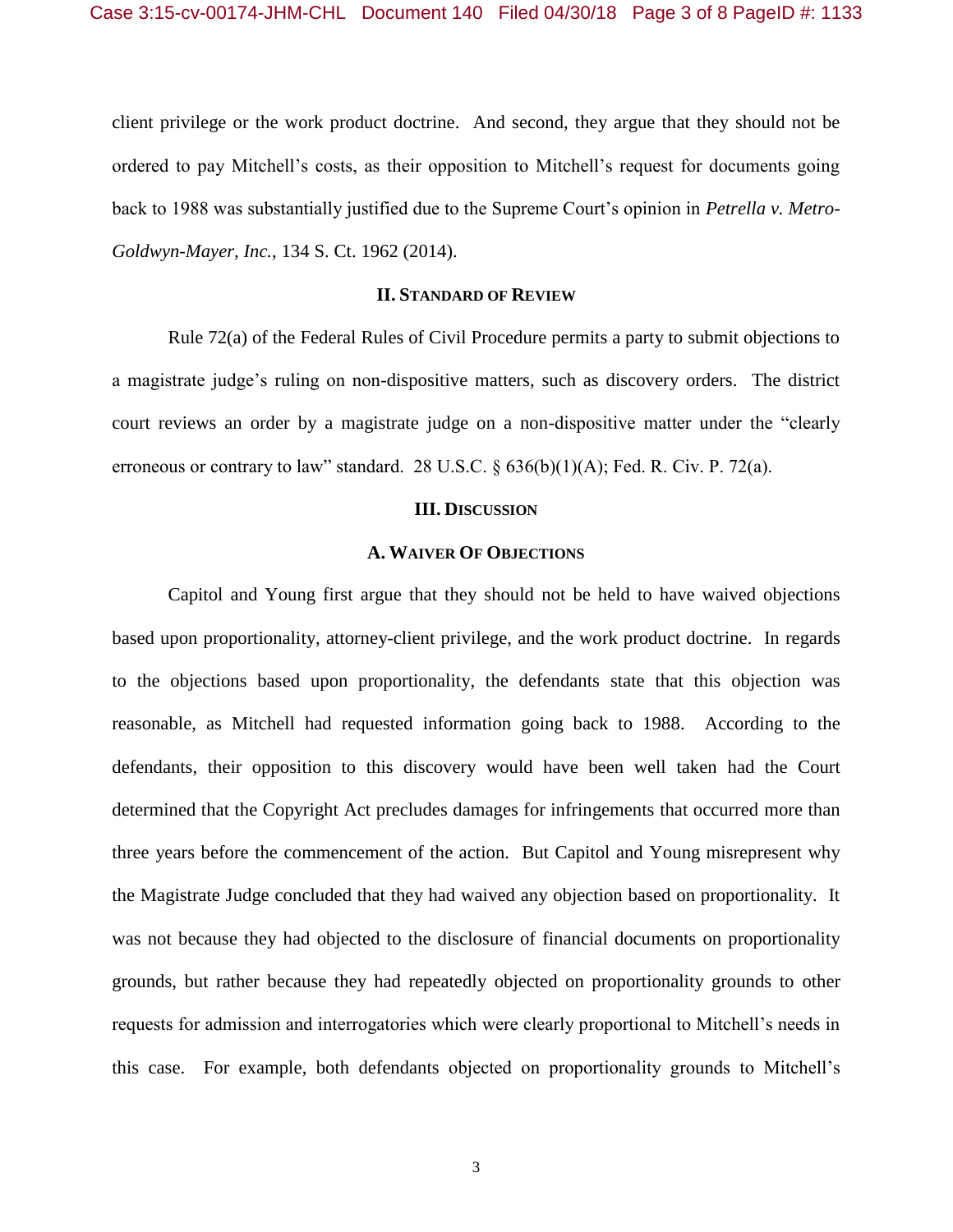client privilege or the work product doctrine. And second, they argue that they should not be ordered to pay Mitchell's costs, as their opposition to Mitchell's request for documents going back to 1988 was substantially justified due to the Supreme Court's opinion in *Petrella v. Metro-Goldwyn-Mayer, Inc.*, 134 S. Ct. 1962 (2014).

## II. Standard of Review

Rule 72(a) of the Federal Rules of Civil Procedure permits a party to submit objections to a magistrate judge's ruling on non-dispositive matters, such as discovery orders. The district court reviews an order by a magistrate judge on a non-dispositive matter under the "clearly erroneous or contrary to law" standard. 28 U.S.C. § 636(b)(1)(A); Fed. R. Civ. P. 72(a).

## III. Discussion

### A. Waiver Of Objections

Capitol and Young first argue that they should not be held to have waived objections based upon proportionality, attorney-client privilege, and the work product doctrine. In regards to the objections based upon proportionality, the defendants state that this objection was reasonable, as Mitchell had requested information going back to 1988. According to the defendants, their opposition to this discovery would have been well taken had the Court determined that the Copyright Act precludes damages for infringements that occurred more than three years before the commencement of the action. But Capitol and Young misrepresent why the Magistrate Judge concluded that they had waived any objection based on proportionality. It was not because they had objected to the disclosure of financial documents on proportionality grounds, but rather because they had repeatedly objected on proportionality grounds to other requests for admission and interrogatories which were clearly proportional to Mitchell's needs in this case. For example, both defendants objected on proportionality grounds to Mitchell's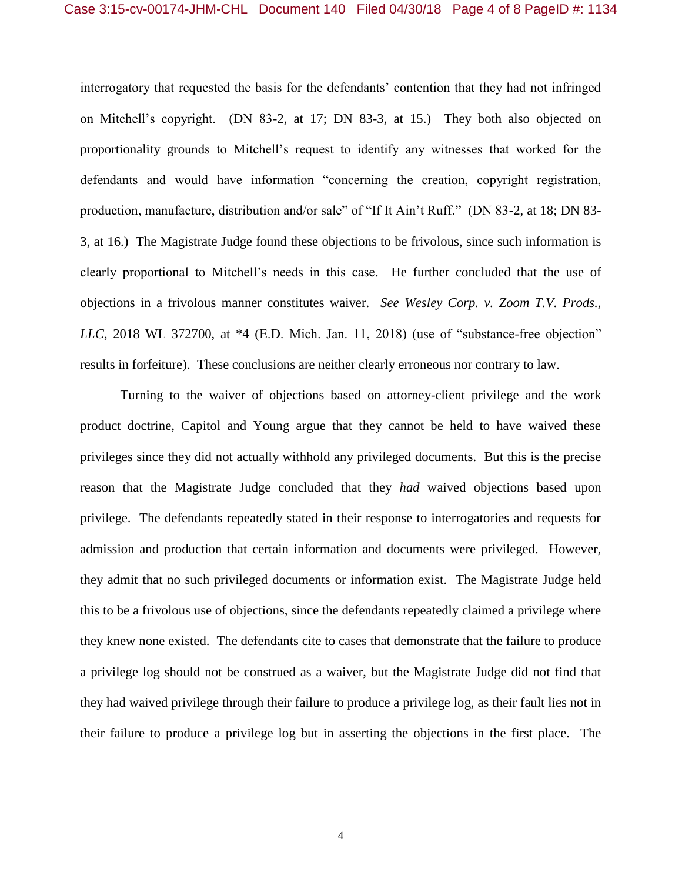interrogatory that requested the basis for the defendants' contention that they had not infringed on Mitchell's copyright. (DN 83-2, at 17; DN 83-3, at 15.) They both also objected on proportionality grounds to Mitchell's request to identify any witnesses that worked for the defendants and would have information "concerning the creation, copyright registration, production, manufacture, distribution and/or sale" of "If It Ain't Ruff." (DN 83-2, at 18; DN 83-3, at 16.) The Magistrate Judge found these objections to be frivolous, since such information is clearly proportional to Mitchell's needs in this case. He further concluded that the use of objections in a frivolous manner constitutes waiver. *See Wesley Corp. v. Zoom T.V. Prods., LLC*, 2018 WL 372700, at *4 (E.D. Mich. Jan. 11, 2018) (use of "substance-free objection" results in forfeiture). These conclusions are neither clearly erroneous nor contrary to law.

Turning to the waiver of objections based on attorney-client privilege and the work product doctrine, Capitol and Young argue that they cannot be held to have waived these privileges since they did not actually withhold any privileged documents. But this is the precise reason that the Magistrate Judge concluded that they *had* waived objections based upon privilege. The defendants repeatedly stated in their response to interrogatories and requests for admission and production that certain information and documents were privileged. However, they admit that no such privileged documents or information exist. The Magistrate Judge held this to be a frivolous use of objections, since the defendants repeatedly claimed a privilege where they knew none existed. The defendants cite to cases that demonstrate that the failure to produce a privilege log should not be construed as a waiver, but the Magistrate Judge did not find that they had waived privilege through their failure to produce a privilege log, as their fault lies not in their failure to produce a privilege log but in asserting the objections in the first place. The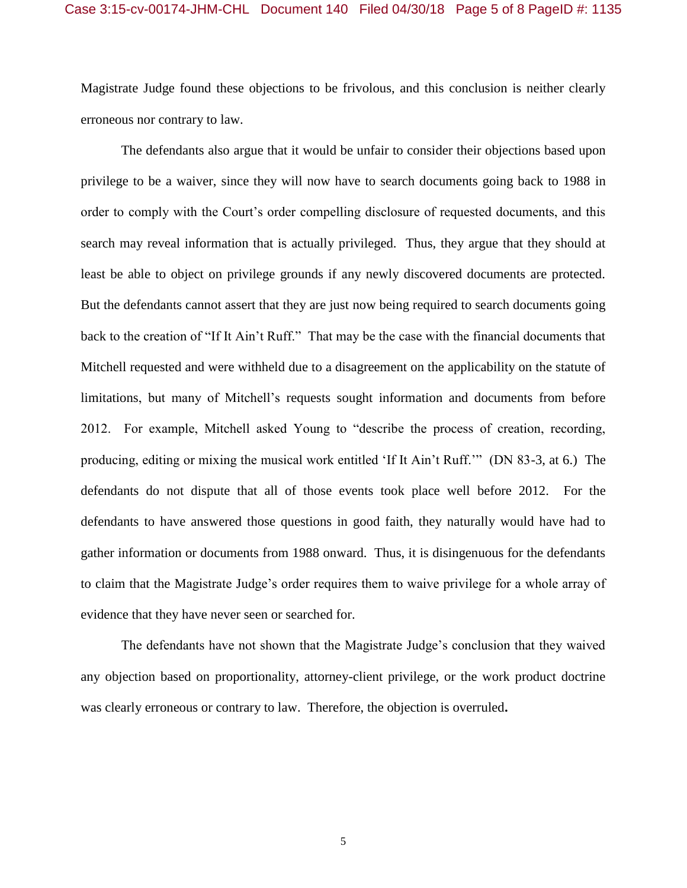Magistrate Judge found these objections to be frivolous, and this conclusion is neither clearly erroneous nor contrary to law.

The defendants also argue that it would be unfair to consider their objections based upon privilege to be a waiver, since they will now have to search documents going back to 1988 in order to comply with the Court's order compelling disclosure of requested documents, and this search may reveal information that is actually privileged. Thus, they argue that they should at least be able to object on privilege grounds if any newly discovered documents are protected. But the defendants cannot assert that they are just now being required to search documents going back to the creation of "If It Ain't Ruff." That may be the case with the financial documents that Mitchell requested and were withheld due to a disagreement on the applicability on the statute of limitations, but many of Mitchell's requests sought information and documents from before 2012. For example, Mitchell asked Young to "describe the process of creation, recording, producing, editing or mixing the musical work entitled 'If It Ain't Ruff.'" (DN 83-3, at 6.) The defendants do not dispute that all of those events took place well before 2012. For the defendants to have answered those questions in good faith, they naturally would have had to gather information or documents from 1988 onward. Thus, it is disingenuous for the defendants to claim that the Magistrate Judge's order requires them to waive privilege for a whole array of evidence that they have never seen or searched for.

The defendants have not shown that the Magistrate Judge's conclusion that they waived any objection based on proportionality, attorney-client privilege, or the work product doctrine was clearly erroneous or contrary to law. Therefore, the objection is overruled.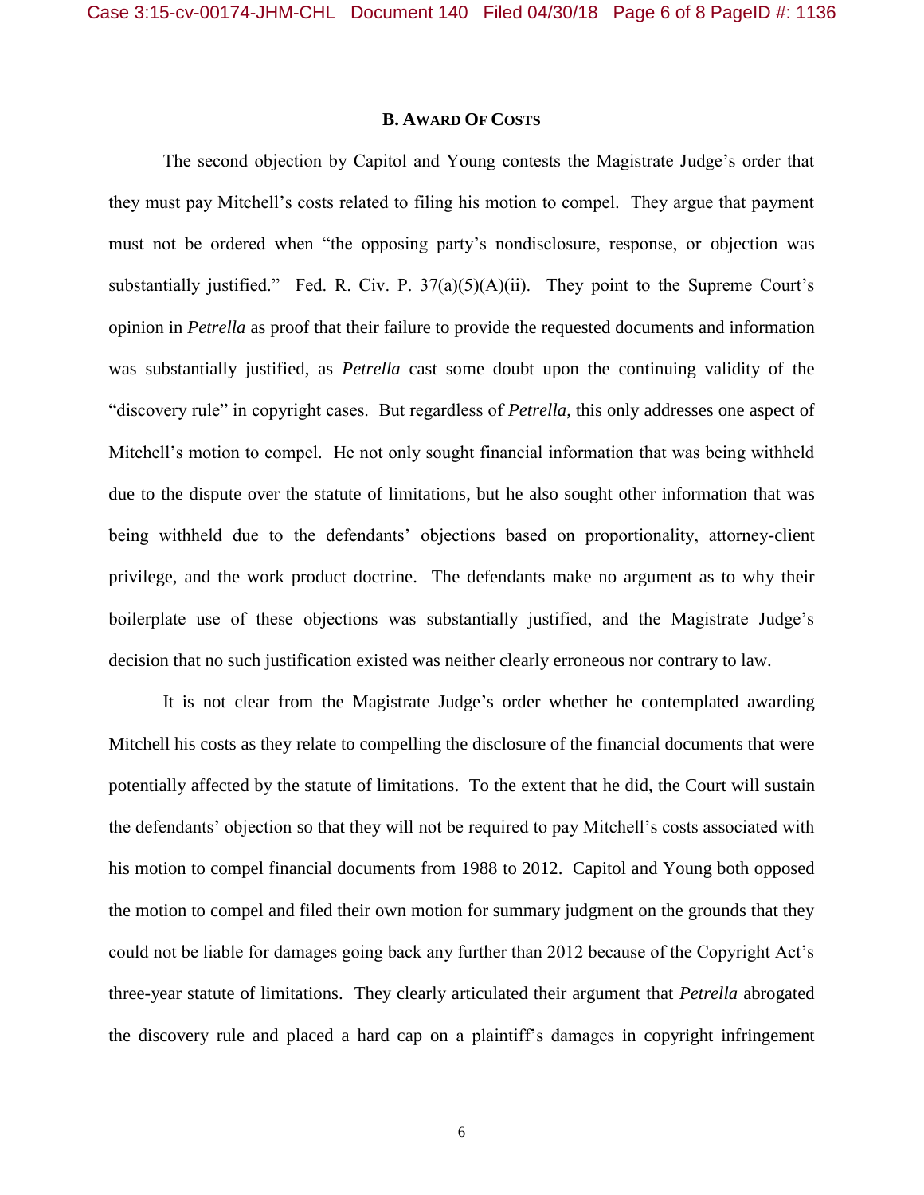### B. Award Of Costs

The second objection by Capitol and Young contests the Magistrate Judge's order that they must pay Mitchell's costs related to filing his motion to compel. They argue that payment must not be ordered when "the opposing party's nondisclosure, response, or objection was substantially justified." Fed. R. Civ. P. 37(a)(5)(A)(ii). They point to the Supreme Court's opinion in *Petrella* as proof that their failure to provide the requested documents and information was substantially justified, as *Petrella* cast some doubt upon the continuing validity of the "discovery rule" in copyright cases. But regardless of *Petrella*, this only addresses one aspect of Mitchell's motion to compel. He not only sought financial information that was being withheld due to the dispute over the statute of limitations, but he also sought other information that was being withheld due to the defendants' objections based on proportionality, attorney-client privilege, and the work product doctrine. The defendants make no argument as to why their boilerplate use of these objections was substantially justified, and the Magistrate Judge's decision that no such justification existed was neither clearly erroneous nor contrary to law.

It is not clear from the Magistrate Judge's order whether he contemplated awarding Mitchell his costs as they relate to compelling the disclosure of the financial documents that were potentially affected by the statute of limitations. To the extent that he did, the Court will sustain the defendants' objection so that they will not be required to pay Mitchell's costs associated with his motion to compel financial documents from 1988 to 2012. Capitol and Young both opposed the motion to compel and filed their own motion for summary judgment on the grounds that they could not be liable for damages going back any further than 2012 because of the Copyright Act's three-year statute of limitations. They clearly articulated their argument that *Petrella* abrogated the discovery rule and placed a hard cap on a plaintiff's damages in copyright infringement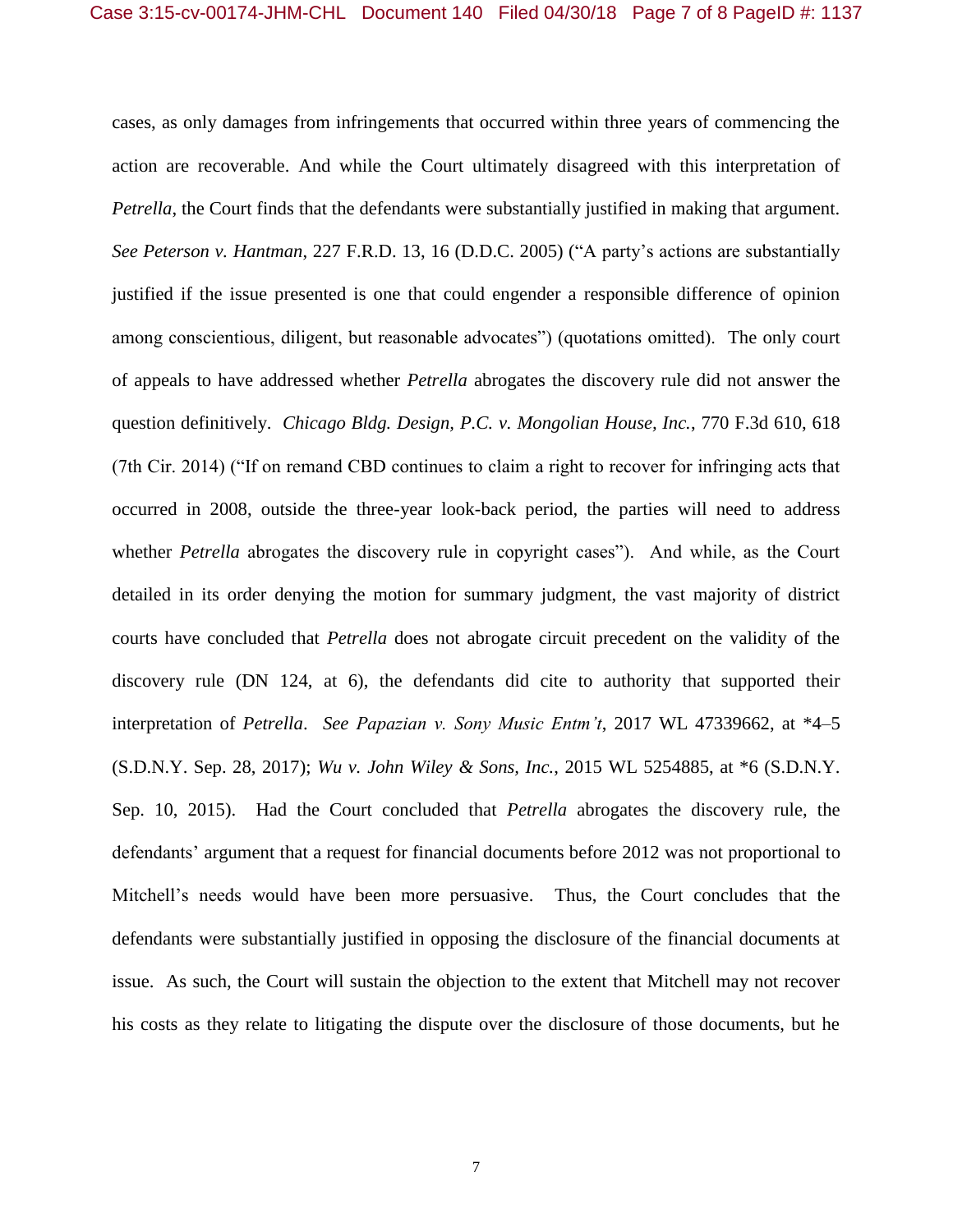cases, as only damages from infringements that occurred within three years of commencing the action are recoverable. And while the Court ultimately disagreed with this interpretation of *Petrella*, the Court finds that the defendants were substantially justified in making that argument. *See Peterson v. Hantman*, 227 F.R.D. 13, 16 (D.D.C. 2005) ("A party's actions are substantially justified if the issue presented is one that could engender a responsible difference of opinion among conscientious, diligent, but reasonable advocates") (quotations omitted). The only court of appeals to have addressed whether *Petrella* abrogates the discovery rule did not answer the question definitively. *Chicago Bldg. Design, P.C. v. Mongolian House, Inc.*, 770 F.3d 610, 618 (7th Cir. 2014) ("If on remand CBD continues to claim a right to recover for infringing acts that occurred in 2008, outside the three-year look-back period, the parties will need to address whether *Petrella* abrogates the discovery rule in copyright cases"). And while, as the Court detailed in its order denying the motion for summary judgment, the vast majority of district courts have concluded that *Petrella* does not abrogate circuit precedent on the validity of the discovery rule (DN 124, at 6), the defendants did cite to authority that supported their interpretation of *Petrella*. *See Papazian v. Sony Music Entm't*, 2017 WL 47339662, at *4–5 (S.D.N.Y. Sep. 28, 2017); *Wu v. John Wiley & Sons, Inc.*, 2015 WL 5254885, at *6 (S.D.N.Y. Sep. 10, 2015). Had the Court concluded that *Petrella* abrogates the discovery rule, the defendants' argument that a request for financial documents before 2012 was not proportional to Mitchell's needs would have been more persuasive. Thus, the Court concludes that the defendants were substantially justified in opposing the disclosure of the financial documents at issue. As such, the Court will sustain the objection to the extent that Mitchell may not recover his costs as they relate to litigating the dispute over the disclosure of those documents, but he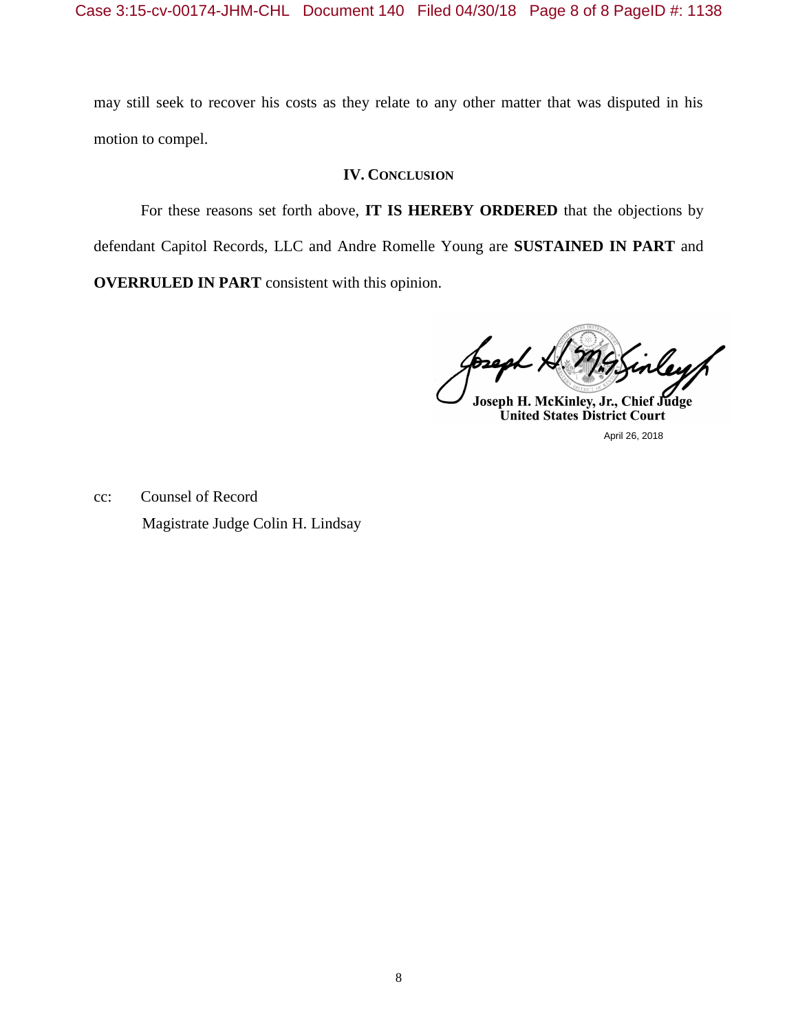may still seek to recover his costs as they relate to any other matter that was disputed in his motion to compel.

## IV. CONCLUSION

For these reasons set forth above, **IT IS HEREBY ORDERED** that the objections by defendant Capitol Records, LLC and Andre Romelle Young are **SUSTAINED IN PART** and **OVERRULED IN PART** consistent with this opinion.

**Joseph H. McKinley, Jr., Chief Judge**
**United States District Court**

April 26, 2018

cc: Counsel of Record
Magistrate Judge Colin H. Lindsay